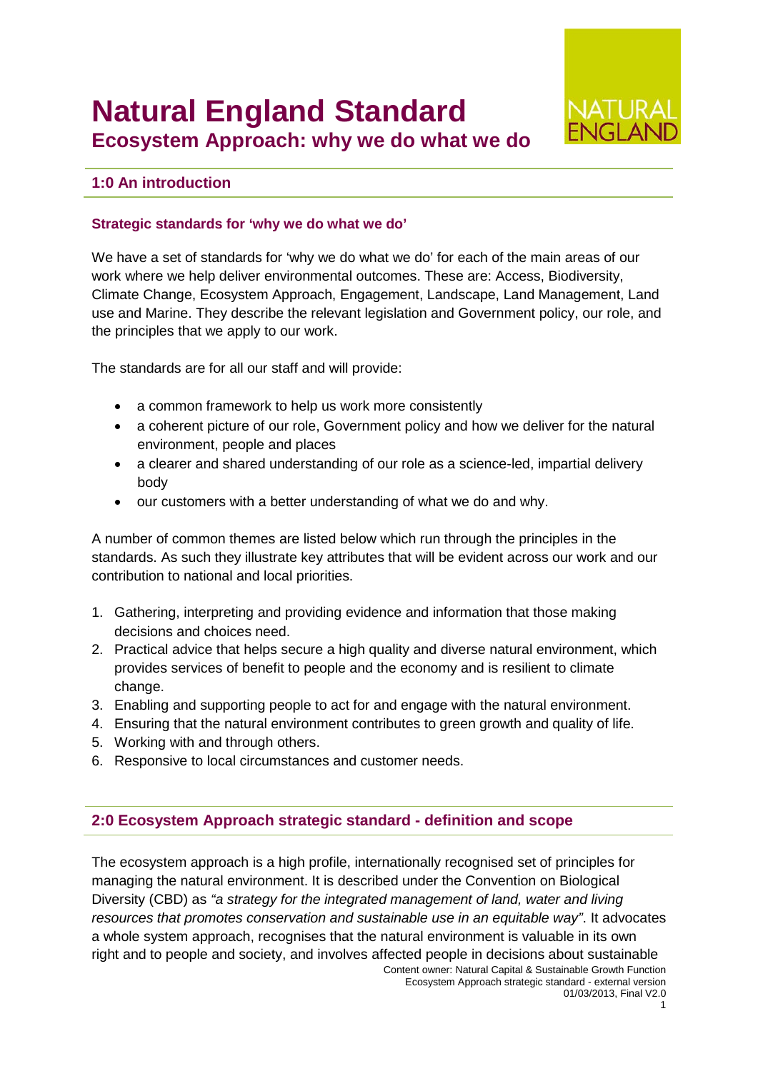# Natural England Standard

## Ecosystem Approach: why we do what we do

## 1:0 An introduction

### Strategic standards for 'why we do what we do'

We have a set of standards for 'why we do what we do' for each of the main areas of our work where we help deliver environmental outcomes. These are: Access, Biodiversity, Climate Change, Ecosystem Approach, Engagement, Landscape, Land Management, Land use and Marine. They describe the relevant legislation and Government policy, our role, and the principles that we apply to our work.

The standards are for all our staff and will provide:

- a common framework to help us work more consistently
- a coherent picture of our role, Government policy and how we deliver for the natural environment, people and places
- a clearer and shared understanding of our role as a science-led, impartial delivery body
- our customers with a better understanding of what we do and why.

A number of common themes are listed below which run through the principles in the standards. As such they illustrate key attributes that will be evident across our work and our contribution to national and local priorities.

1. Gathering, interpreting and providing evidence and information that those making decisions and choices need.
2. Practical advice that helps secure a high quality and diverse natural environment, which provides services of benefit to people and the economy and is resilient to climate change.
3. Enabling and supporting people to act for and engage with the natural environment.
4. Ensuring that the natural environment contributes to green growth and quality of life.
5. Working with and through others.
6. Responsive to local circumstances and customer needs.

## 2:0 Ecosystem Approach strategic standard - definition and scope

The ecosystem approach is a high profile, internationally recognised set of principles for managing the natural environment. It is described under the Convention on Biological Diversity (CBD) as *"a strategy for the integrated management of land, water and living resources that promotes conservation and sustainable use in an equitable way"*. It advocates a whole system approach, recognises that the natural environment is valuable in its own right and to people and society, and involves affected people in decisions about sustainable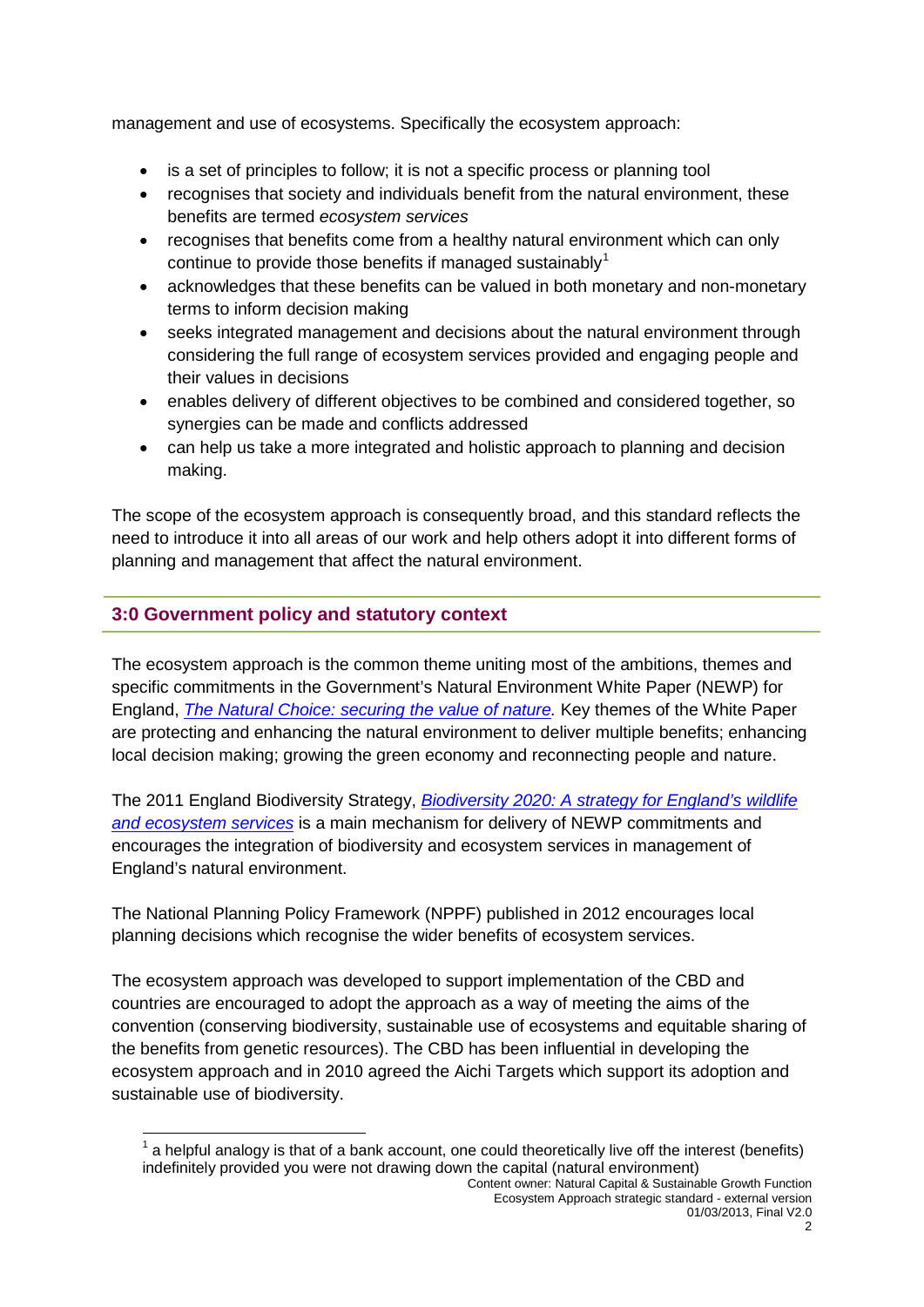management and use of ecosystems. Specifically the ecosystem approach:

- is a set of principles to follow; it is not a specific process or planning tool
- recognises that society and individuals benefit from the natural environment, these benefits are termed *ecosystem services*
- recognises that benefits come from a healthy natural environment which can only continue to provide those benefits if managed sustainably[1]
- acknowledges that these benefits can be valued in both monetary and non-monetary terms to inform decision making
- seeks integrated management and decisions about the natural environment through considering the full range of ecosystem services provided and engaging people and their values in decisions
- enables delivery of different objectives to be combined and considered together, so synergies can be made and conflicts addressed
- can help us take a more integrated and holistic approach to planning and decision making.

The scope of the ecosystem approach is consequently broad, and this standard reflects the need to introduce it into all areas of our work and help others adopt it into different forms of planning and management that affect the natural environment.

## 3:0 Government policy and statutory context

The ecosystem approach is the common theme uniting most of the ambitions, themes and specific commitments in the Government's Natural Environment White Paper (NEWP) for England, *The Natural Choice: securing the value of nature.* Key themes of the White Paper are protecting and enhancing the natural environment to deliver multiple benefits; enhancing local decision making; growing the green economy and reconnecting people and nature.

The 2011 England Biodiversity Strategy, *Biodiversity 2020: A strategy for England's wildlife and ecosystem services* is a main mechanism for delivery of NEWP commitments and encourages the integration of biodiversity and ecosystem services in management of England's natural environment.

The National Planning Policy Framework (NPPF) published in 2012 encourages local planning decisions which recognise the wider benefits of ecosystem services.

The ecosystem approach was developed to support implementation of the CBD and countries are encouraged to adopt the approach as a way of meeting the aims of the convention (conserving biodiversity, sustainable use of ecosystems and equitable sharing of the benefits from genetic resources). The CBD has been influential in developing the ecosystem approach and in 2010 agreed the Aichi Targets which support its adoption and sustainable use of biodiversity.

[1] a helpful analogy is that of a bank account, one could theoretically live off the interest (benefits) indefinitely provided you were not drawing down the capital (natural environment)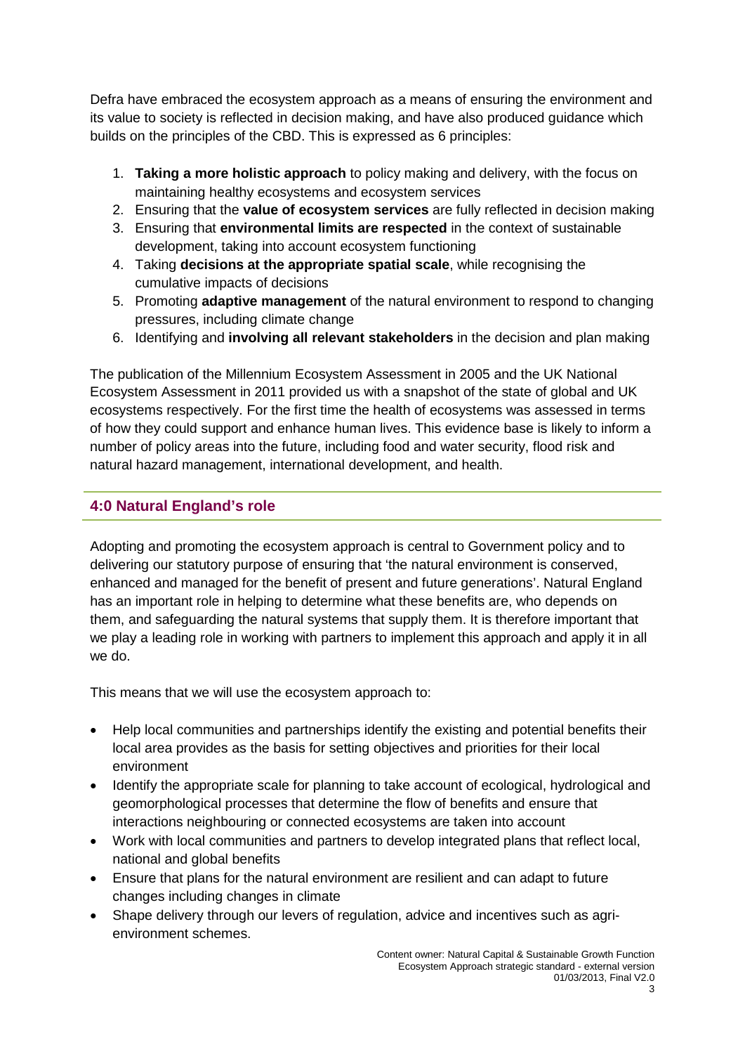Defra have embraced the ecosystem approach as a means of ensuring the environment and its value to society is reflected in decision making, and have also produced guidance which builds on the principles of the CBD. This is expressed as 6 principles:

1. **Taking a more holistic approach** to policy making and delivery, with the focus on maintaining healthy ecosystems and ecosystem services
2. Ensuring that the **value of ecosystem services** are fully reflected in decision making
3. Ensuring that **environmental limits are respected** in the context of sustainable development, taking into account ecosystem functioning
4. Taking **decisions at the appropriate spatial scale**, while recognising the cumulative impacts of decisions
5. Promoting **adaptive management** of the natural environment to respond to changing pressures, including climate change
6. Identifying and **involving all relevant stakeholders** in the decision and plan making

The publication of the Millennium Ecosystem Assessment in 2005 and the UK National Ecosystem Assessment in 2011 provided us with a snapshot of the state of global and UK ecosystems respectively. For the first time the health of ecosystems was assessed in terms of how they could support and enhance human lives. This evidence base is likely to inform a number of policy areas into the future, including food and water security, flood risk and natural hazard management, international development, and health.

## 4:0 Natural England's role

Adopting and promoting the ecosystem approach is central to Government policy and to delivering our statutory purpose of ensuring that 'the natural environment is conserved, enhanced and managed for the benefit of present and future generations'. Natural England has an important role in helping to determine what these benefits are, who depends on them, and safeguarding the natural systems that supply them. It is therefore important that we play a leading role in working with partners to implement this approach and apply it in all we do.

This means that we will use the ecosystem approach to:

- Help local communities and partnerships identify the existing and potential benefits their local area provides as the basis for setting objectives and priorities for their local environment
- Identify the appropriate scale for planning to take account of ecological, hydrological and geomorphological processes that determine the flow of benefits and ensure that interactions neighbouring or connected ecosystems are taken into account
- Work with local communities and partners to develop integrated plans that reflect local, national and global benefits
- Ensure that plans for the natural environment are resilient and can adapt to future changes including changes in climate
- Shape delivery through our levers of regulation, advice and incentives such as agri-environment schemes.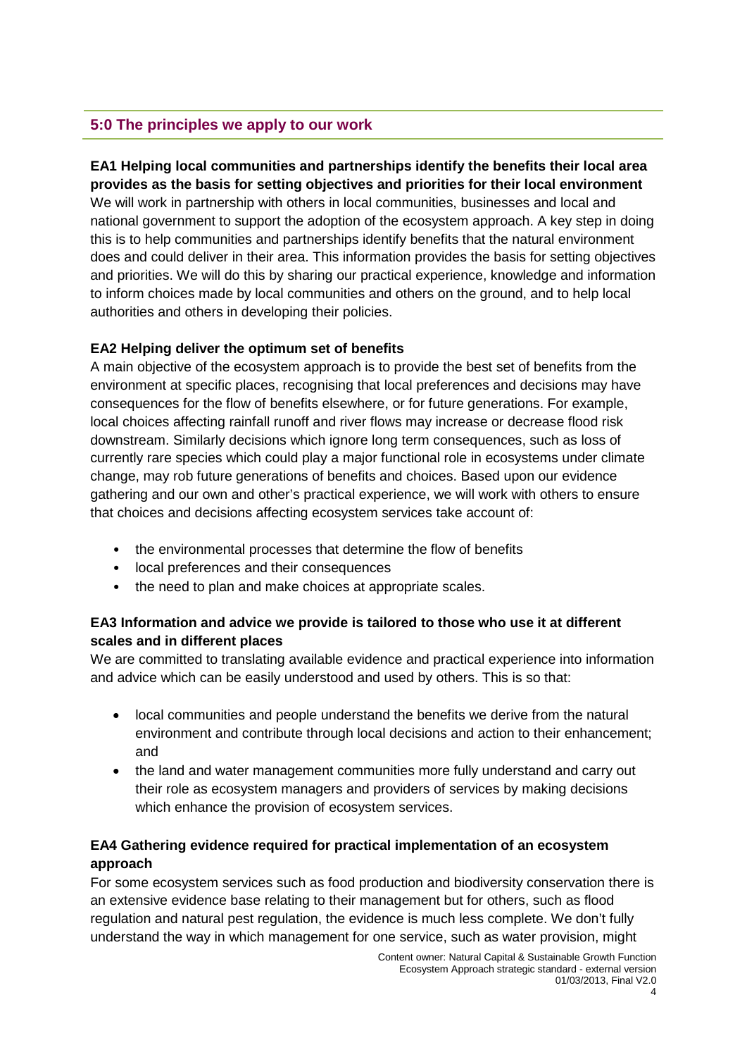## 5:0 The principles we apply to our work

**EA1 Helping local communities and partnerships identify the benefits their local area provides as the basis for setting objectives and priorities for their local environment**

We will work in partnership with others in local communities, businesses and local and national government to support the adoption of the ecosystem approach. A key step in doing this is to help communities and partnerships identify benefits that the natural environment does and could deliver in their area. This information provides the basis for setting objectives and priorities. We will do this by sharing our practical experience, knowledge and information to inform choices made by local communities and others on the ground, and to help local authorities and others in developing their policies.

**EA2 Helping deliver the optimum set of benefits**

A main objective of the ecosystem approach is to provide the best set of benefits from the environment at specific places, recognising that local preferences and decisions may have consequences for the flow of benefits elsewhere, or for future generations. For example, local choices affecting rainfall runoff and river flows may increase or decrease flood risk downstream. Similarly decisions which ignore long term consequences, such as loss of currently rare species which could play a major functional role in ecosystems under climate change, may rob future generations of benefits and choices. Based upon our evidence gathering and our own and other's practical experience, we will work with others to ensure that choices and decisions affecting ecosystem services take account of:

- the environmental processes that determine the flow of benefits
- local preferences and their consequences
- the need to plan and make choices at appropriate scales.

**EA3 Information and advice we provide is tailored to those who use it at different scales and in different places**

We are committed to translating available evidence and practical experience into information and advice which can be easily understood and used by others. This is so that:

- local communities and people understand the benefits we derive from the natural environment and contribute through local decisions and action to their enhancement; and
- the land and water management communities more fully understand and carry out their role as ecosystem managers and providers of services by making decisions which enhance the provision of ecosystem services.

**EA4 Gathering evidence required for practical implementation of an ecosystem approach**

For some ecosystem services such as food production and biodiversity conservation there is an extensive evidence base relating to their management but for others, such as flood regulation and natural pest regulation, the evidence is much less complete. We don't fully understand the way in which management for one service, such as water provision, might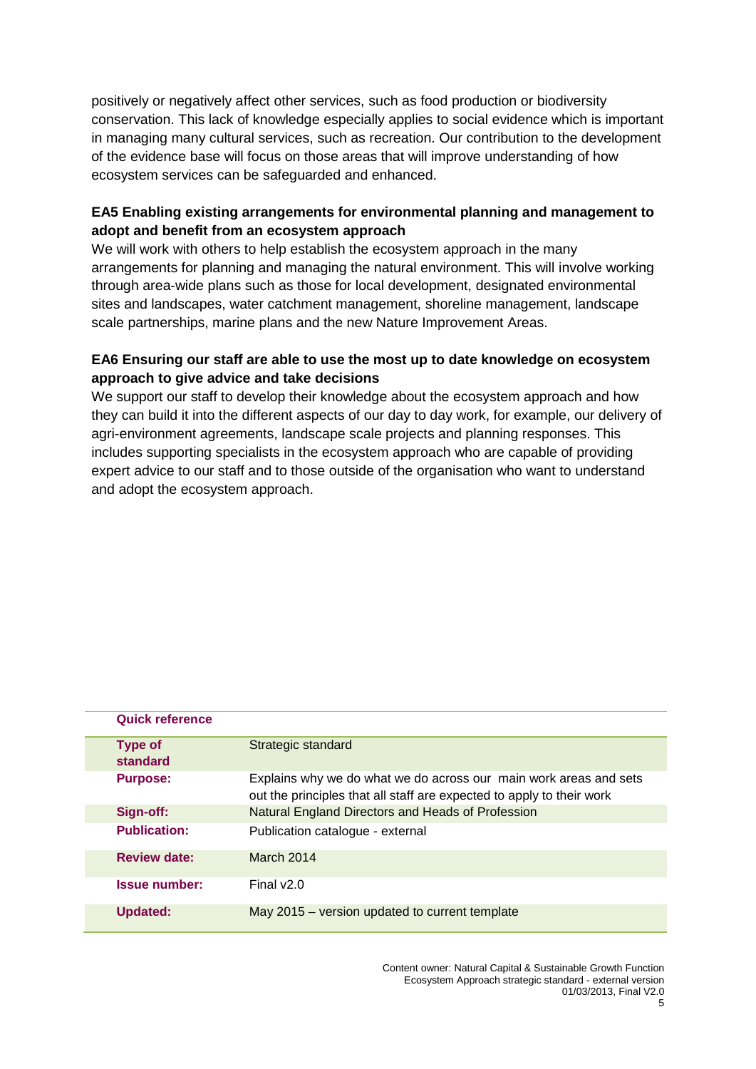positively or negatively affect other services, such as food production or biodiversity conservation. This lack of knowledge especially applies to social evidence which is important in managing many cultural services, such as recreation. Our contribution to the development of the evidence base will focus on those areas that will improve understanding of how ecosystem services can be safeguarded and enhanced.

### EA5 Enabling existing arrangements for environmental planning and management to adopt and benefit from an ecosystem approach

We will work with others to help establish the ecosystem approach in the many arrangements for planning and managing the natural environment. This will involve working through area-wide plans such as those for local development, designated environmental sites and landscapes, water catchment management, shoreline management, landscape scale partnerships, marine plans and the new Nature Improvement Areas.

### EA6 Ensuring our staff are able to use the most up to date knowledge on ecosystem approach to give advice and take decisions

We support our staff to develop their knowledge about the ecosystem approach and how they can build it into the different aspects of our day to day work, for example, our delivery of agri-environment agreements, landscape scale projects and planning responses. This includes supporting specialists in the ecosystem approach who are capable of providing expert advice to our staff and to those outside of the organisation who want to understand and adopt the ecosystem approach.

| Quick reference | |
|---|---|
| **Type of standard** | Strategic standard |
| **Purpose:** | Explains why we do what we do across our main work areas and sets out the principles that all staff are expected to apply to their work |
| **Sign-off:** | Natural England Directors and Heads of Profession |
| **Publication:** | Publication catalogue - external |
| **Review date:** | March 2014 |
| **Issue number:** | Final v2.0 |
| **Updated:** | May 2015 – version updated to current template |

Content owner: Natural Capital & Sustainable Growth Function
Ecosystem Approach strategic standard - external version
01/03/2013, Final V2.0